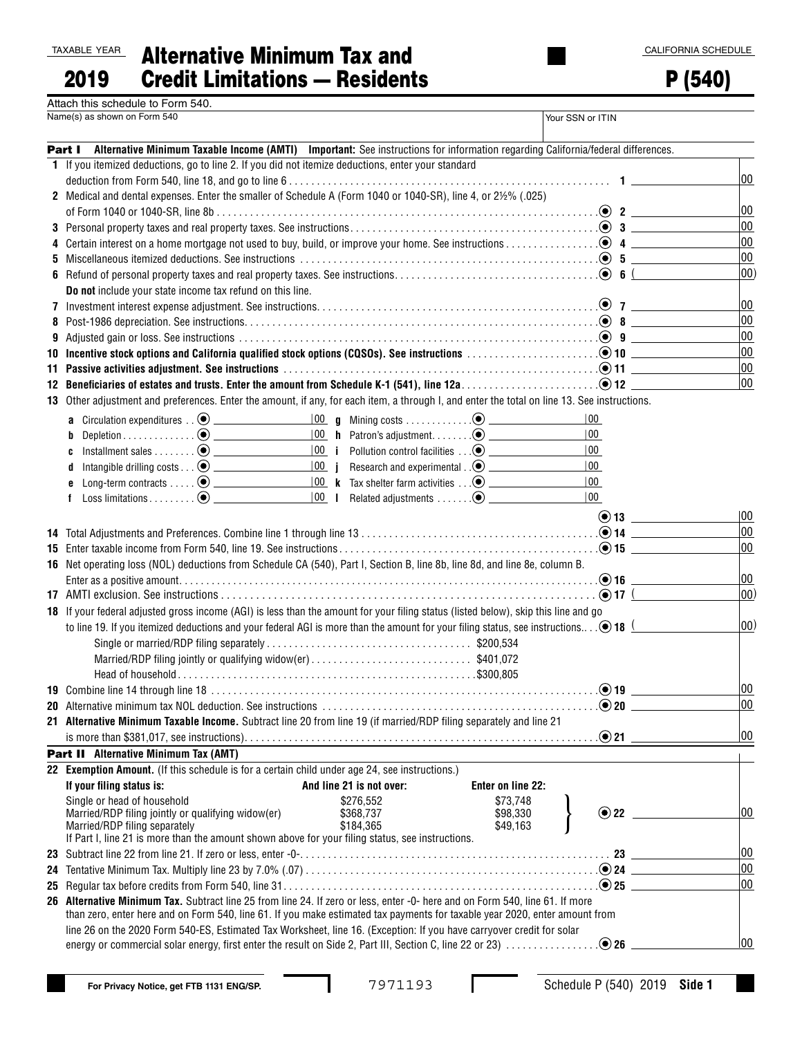TAXABLE YEAR **2019**

# Alternative Minimum Tax and Credit Limitations — Residents

CALIFORNIA SCHEDULE

# P (540)

Attach this schedule to Form 540.

Name(s) as shown on Form 540 | Your SSN or ITIN

## Part I Alternative Minimum Taxable Income (AMTI)

**Important:** See instructions for information regarding California/federal differences.

1 If you itemized deductions, go to line 2. If you did not itemize deductions, enter your standard deduction from Form 540, line 18, and go to line 6 . . . . . 1 ______ 00

2 Medical and dental expenses. Enter the smaller of Schedule A (Form 1040 or 1040-SR), line 4, or 2½% (.025) of Form 1040 or 1040-SR, line 8b . . . . . 2 ______ 00

3 Personal property taxes and real property taxes. See instructions . . . . . 3 ______ 00

4 Certain interest on a home mortgage not used to buy, build, or improve your home. See instructions . . . . . 4 ______ 00

5 Miscellaneous itemized deductions. See instructions . . . . . 5 ______ 00

6 Refund of personal property taxes and real property taxes. See instructions . . . . . 6 ( ______ 00)

**Do not** include your state income tax refund on this line.

7 Investment interest expense adjustment. See instructions . . . . . 7 ______ 00

8 Post-1986 depreciation. See instructions . . . . . 8 ______ 00

9 Adjusted gain or loss. See instructions . . . . . 9 ______ 00

10 **Incentive stock options and California qualified stock options (CQSOs). See instructions** . . . . . 10 ______ 00

11 **Passive activities adjustment. See instructions** . . . . . 11 ______ 00

12 **Beneficiaries of estates and trusts. Enter the amount from Schedule K-1 (541), line 12a** . . . . . 12 ______ 00

13 Other adjustment and preferences. Enter the amount, if any, for each item, a through l, and enter the total on line 13. See instructions.

| | | | | | |
|---|---|---|---|---|---|
| **a** | Circulation expenditures | 00 | **g** | Mining costs | 00 |
| **b** | Depletion | 00 | **h** | Patron's adjustment | 00 |
| **c** | Installment sales | 00 | **i** | Pollution control facilities | 00 |
| **d** | Intangible drilling costs | 00 | **j** | Research and experimental | 00 |
| **e** | Long-term contracts | 00 | **k** | Tax shelter farm activities | 00 |
| **f** | Loss limitations | 00 | **l** | Related adjustments | 00 |

13 ______ 00

14 Total Adjustments and Preferences. Combine line 1 through line 13 . . . . . 14 ______ 00

15 Enter taxable income from Form 540, line 19. See instructions . . . . . 15 ______ 00

16 Net operating loss (NOL) deductions from Schedule CA (540), Part I, Section B, line 8b, line 8d, and line 8e, column B. Enter as a positive amount . . . . . 16 ______ 00

17 AMTI exclusion. See instructions . . . . . 17 ( ______ 00)

18 If your federal adjusted gross income (AGI) is less than the amount for your filing status (listed below), skip this line and go to line 19. If you itemized deductions and your federal AGI is more than the amount for your filing status, see instructions . . . 18 ( ______ 00)

- Single or married/RDP filing separately . . . . . $200,534
- Married/RDP filing jointly or qualifying widow(er) . . . . . $401,072
- Head of household . . . . . $300,805

19 Combine line 14 through line 18 . . . . . 19 ______ 00

20 Alternative minimum tax NOL deduction. See instructions . . . . . 20 ______ 00

21 **Alternative Minimum Taxable Income.** Subtract line 20 from line 19 (if married/RDP filing separately and line 21 is more than $381,017, see instructions) . . . . . 21 ______ 00

## Part II Alternative Minimum Tax (AMT)

22 **Exemption Amount.** (If this schedule is for a certain child under age 24, see instructions.)

| If your filing status is: | And line 21 is not over: | Enter on line 22: |
|---|---|---|
| Single or head of household | $276,552 | $73,748 |
| Married/RDP filing jointly or qualifying widow(er) | $368,737 | $98,330 |
| Married/RDP filing separately | $184,365 | $49,163 |

If Part I, line 21 is more than the amount shown above for your filing status, see instructions. . . . . 22 ______ 00

23 Subtract line 22 from line 21. If zero or less, enter -0- . . . . . 23 ______ 00

24 Tentative Minimum Tax. Multiply line 23 by 7.0% (.07) . . . . . 24 ______ 00

25 Regular tax before credits from Form 540, line 31 . . . . . 25 ______ 00

26 **Alternative Minimum Tax.** Subtract line 25 from line 24. If zero or less, enter -0- here and on Form 540, line 61. If more than zero, enter here and on Form 540, line 61. If you make estimated tax payments for taxable year 2020, enter amount from line 26 on the 2020 Form 540-ES, Estimated Tax Worksheet, line 16. (Exception: If you have carryover credit for solar energy or commercial solar energy, first enter the result on Side 2, Part III, Section C, line 22 or 23) . . . . . 26 ______ 00

For Privacy Notice, get FTB 1131 ENG/SP. 7971193 Schedule P (540) 2019 Side 1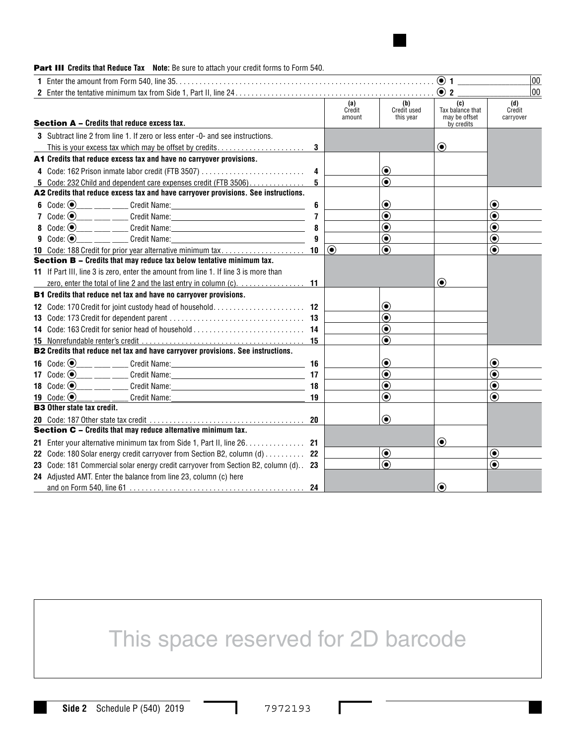**Part III Credits that Reduce Tax** **Note:** Be sure to attach your credit forms to Form 540.

| | | | | | |
|---|---|---|---|---|---|
| **1** Enter the amount from Form 540, line 35 | | | | 1 | 00 |
| **2** Enter the tentative minimum tax from Side 1, Part II, line 24 | | | | 2 | 00 |

| **Section A – Credits that reduce excess tax.** | | (a) Credit amount | (b) Credit used this year | (c) Tax balance that may be offset by credits | (d) Credit carryover |
|---|---|---|---|---|---|
| **3** Subtract line 2 from line 1. If zero or less enter -0- and see instructions. This is your excess tax which may be offset by credits | 3 | | | | |
| **A1 Credits that reduce excess tax and have no carryover provisions.** | | | | | |
| **4** Code: 162 Prison inmate labor credit (FTB 3507) | 4 | | | | |
| **5** Code: 232 Child and dependent care expenses credit (FTB 3506) | 5 | | | | |
| **A2 Credits that reduce excess tax and have carryover provisions. See instructions.** | | | | | |
| **6** Code: ___ ___ ___ Credit Name: ______ | 6 | | | | |
| **7** Code: ___ ___ ___ Credit Name: ______ | 7 | | | | |
| **8** Code: ___ ___ ___ Credit Name: ______ | 8 | | | | |
| **9** Code: ___ ___ ___ Credit Name: ______ | 9 | | | | |
| **10** Code: 188 Credit for prior year alternative minimum tax | 10 | | | | |
| **Section B – Credits that may reduce tax below tentative minimum tax.** | | | | | |
| **11** If Part III, line 3 is zero, enter the amount from line 1. If line 3 is more than zero, enter the total of line 2 and the last entry in column (c). | 11 | | | | |
| **B1 Credits that reduce net tax and have no carryover provisions.** | | | | | |
| **12** Code: 170 Credit for joint custody head of household | 12 | | | | |
| **13** Code: 173 Credit for dependent parent | 13 | | | | |
| **14** Code: 163 Credit for senior head of household | 14 | | | | |
| **15** Nonrefundable renter's credit | 15 | | | | |
| **B2 Credits that reduce net tax and have carryover provisions. See instructions.** | | | | | |
| **16** Code: ___ ___ ___ Credit Name: ______ | 16 | | | | |
| **17** Code: ___ ___ ___ Credit Name: ______ | 17 | | | | |
| **18** Code: ___ ___ ___ Credit Name: ______ | 18 | | | | |
| **19** Code: ___ ___ ___ Credit Name: ______ | 19 | | | | |
| **B3 Other state tax credit.** | | | | | |
| **20** Code: 187 Other state tax credit | 20 | | | | |
| **Section C – Credits that may reduce alternative minimum tax.** | | | | | |
| **21** Enter your alternative minimum tax from Side 1, Part II, line 26 | 21 | | | | |
| **22** Code: 180 Solar energy credit carryover from Section B2, column (d) | 22 | | | | |
| **23** Code: 181 Commercial solar energy credit carryover from Section B2, column (d) | 23 | | | | |
| **24** Adjusted AMT. Enter the balance from line 23, column (c) here and on Form 540, line 61 | 24 | | | | |

This space reserved for 2D barcode